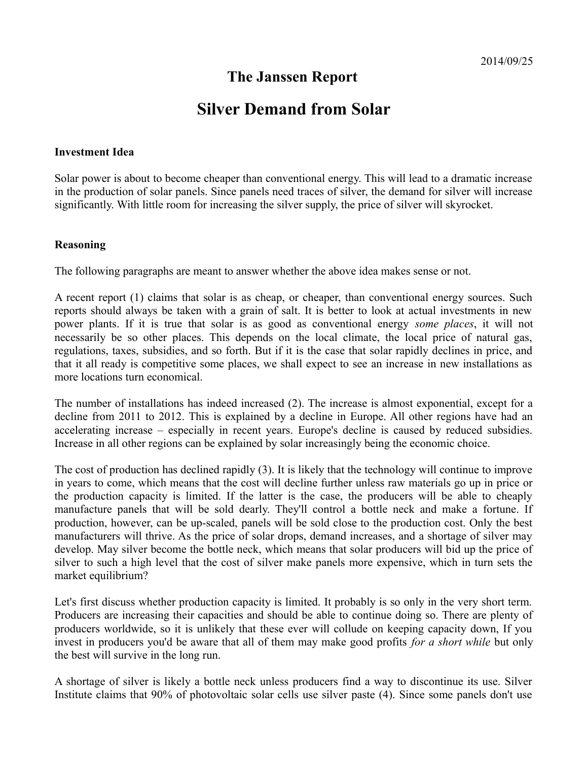2014/09/25

# The Janssen Report

# Silver Demand from Solar

**Investment Idea**

Solar power is about to become cheaper than conventional energy. This will lead to a dramatic increase in the production of solar panels. Since panels need traces of silver, the demand for silver will increase significantly. With little room for increasing the silver supply, the price of silver will skyrocket.

**Reasoning**

The following paragraphs are meant to answer whether the above idea makes sense or not.

A recent report (1) claims that solar is as cheap, or cheaper, than conventional energy sources. Such reports should always be taken with a grain of salt. It is better to look at actual investments in new power plants. If it is true that solar is as good as conventional energy *some places*, it will not necessarily be so other places. This depends on the local climate, the local price of natural gas, regulations, taxes, subsidies, and so forth. But if it is the case that solar rapidly declines in price, and that it all ready is competitive some places, we shall expect to see an increase in new installations as more locations turn economical.

The number of installations has indeed increased (2). The increase is almost exponential, except for a decline from 2011 to 2012. This is explained by a decline in Europe. All other regions have had an accelerating increase – especially in recent years. Europe's decline is caused by reduced subsidies. Increase in all other regions can be explained by solar increasingly being the economic choice.

The cost of production has declined rapidly (3). It is likely that the technology will continue to improve in years to come, which means that the cost will decline further unless raw materials go up in price or the production capacity is limited. If the latter is the case, the producers will be able to cheaply manufacture panels that will be sold dearly. They'll control a bottle neck and make a fortune. If production, however, can be up-scaled, panels will be sold close to the production cost. Only the best manufacturers will thrive. As the price of solar drops, demand increases, and a shortage of silver may develop. May silver become the bottle neck, which means that solar producers will bid up the price of silver to such a high level that the cost of silver make panels more expensive, which in turn sets the market equilibrium?

Let's first discuss whether production capacity is limited. It probably is so only in the very short term. Producers are increasing their capacities and should be able to continue doing so. There are plenty of producers worldwide, so it is unlikely that these ever will collude on keeping capacity down, If you invest in producers you'd be aware that all of them may make good profits *for a short while* but only the best will survive in the long run.

A shortage of silver is likely a bottle neck unless producers find a way to discontinue its use. Silver Institute claims that 90% of photovoltaic solar cells use silver paste (4). Since some panels don't use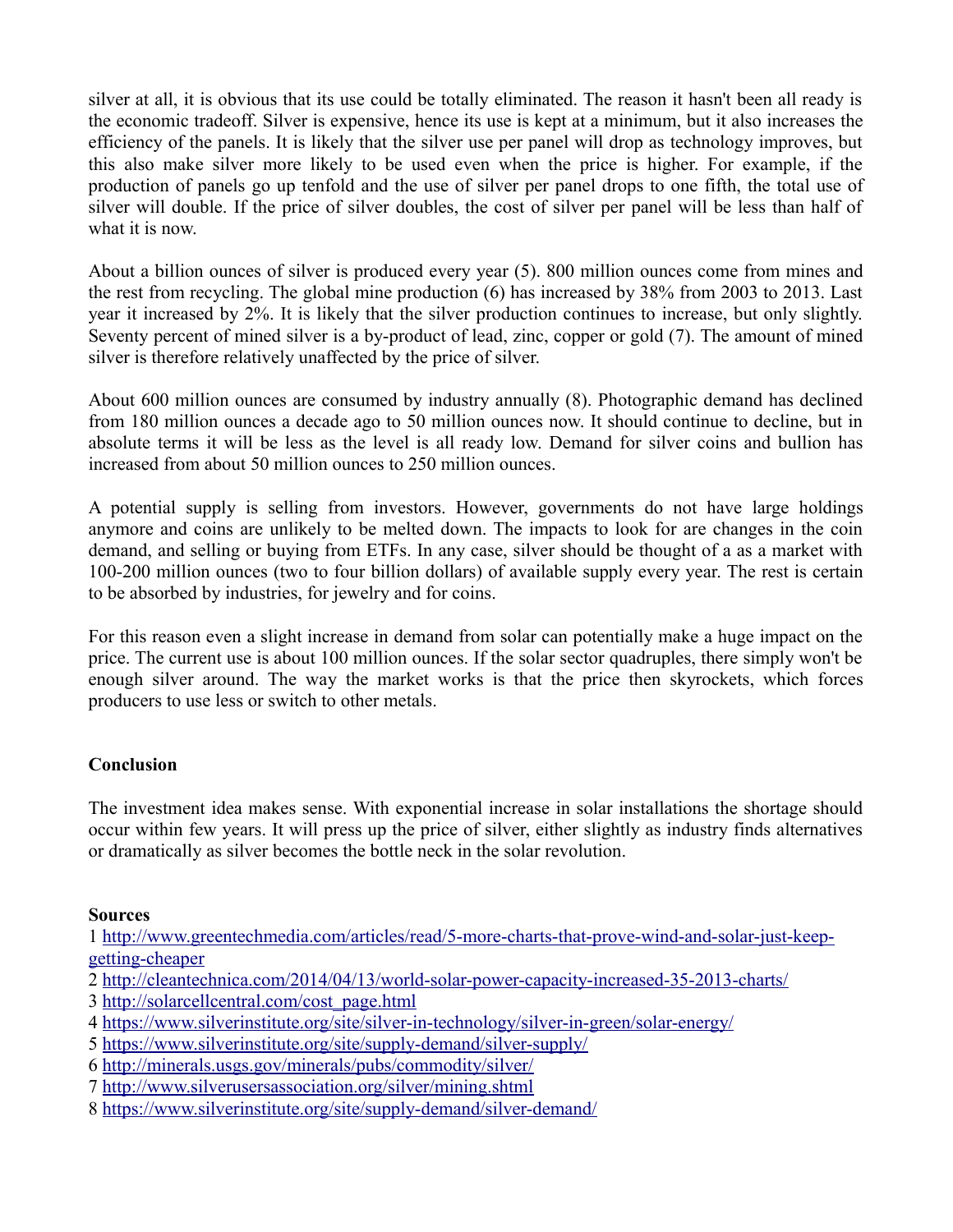silver at all, it is obvious that its use could be totally eliminated. The reason it hasn't been all ready is the economic tradeoff. Silver is expensive, hence its use is kept at a minimum, but it also increases the efficiency of the panels. It is likely that the silver use per panel will drop as technology improves, but this also make silver more likely to be used even when the price is higher. For example, if the production of panels go up tenfold and the use of silver per panel drops to one fifth, the total use of silver will double. If the price of silver doubles, the cost of silver per panel will be less than half of what it is now.

About a billion ounces of silver is produced every year (5). 800 million ounces come from mines and the rest from recycling. The global mine production (6) has increased by 38% from 2003 to 2013. Last year it increased by 2%. It is likely that the silver production continues to increase, but only slightly. Seventy percent of mined silver is a by-product of lead, zinc, copper or gold (7). The amount of mined silver is therefore relatively unaffected by the price of silver.

About 600 million ounces are consumed by industry annually (8). Photographic demand has declined from 180 million ounces a decade ago to 50 million ounces now. It should continue to decline, but in absolute terms it will be less as the level is all ready low. Demand for silver coins and bullion has increased from about 50 million ounces to 250 million ounces.

A potential supply is selling from investors. However, governments do not have large holdings anymore and coins are unlikely to be melted down. The impacts to look for are changes in the coin demand, and selling or buying from ETFs. In any case, silver should be thought of a as a market with 100-200 million ounces (two to four billion dollars) of available supply every year. The rest is certain to be absorbed by industries, for jewelry and for coins.

For this reason even a slight increase in demand from solar can potentially make a huge impact on the price. The current use is about 100 million ounces. If the solar sector quadruples, there simply won't be enough silver around. The way the market works is that the price then skyrockets, which forces producers to use less or switch to other metals.

**Conclusion**

The investment idea makes sense. With exponential increase in solar installations the shortage should occur within few years. It will press up the price of silver, either slightly as industry finds alternatives or dramatically as silver becomes the bottle neck in the solar revolution.

**Sources**

1 http://www.greentechmedia.com/articles/read/5-more-charts-that-prove-wind-and-solar-just-keep-getting-cheaper
2 http://cleantechnica.com/2014/04/13/world-solar-power-capacity-increased-35-2013-charts/
3 http://solarcellcentral.com/cost_page.html
4 https://www.silverinstitute.org/site/silver-in-technology/silver-in-green/solar-energy/
5 https://www.silverinstitute.org/site/supply-demand/silver-supply/
6 http://minerals.usgs.gov/minerals/pubs/commodity/silver/
7 http://www.silverusersassociation.org/silver/mining.shtml
8 https://www.silverinstitute.org/site/supply-demand/silver-demand/